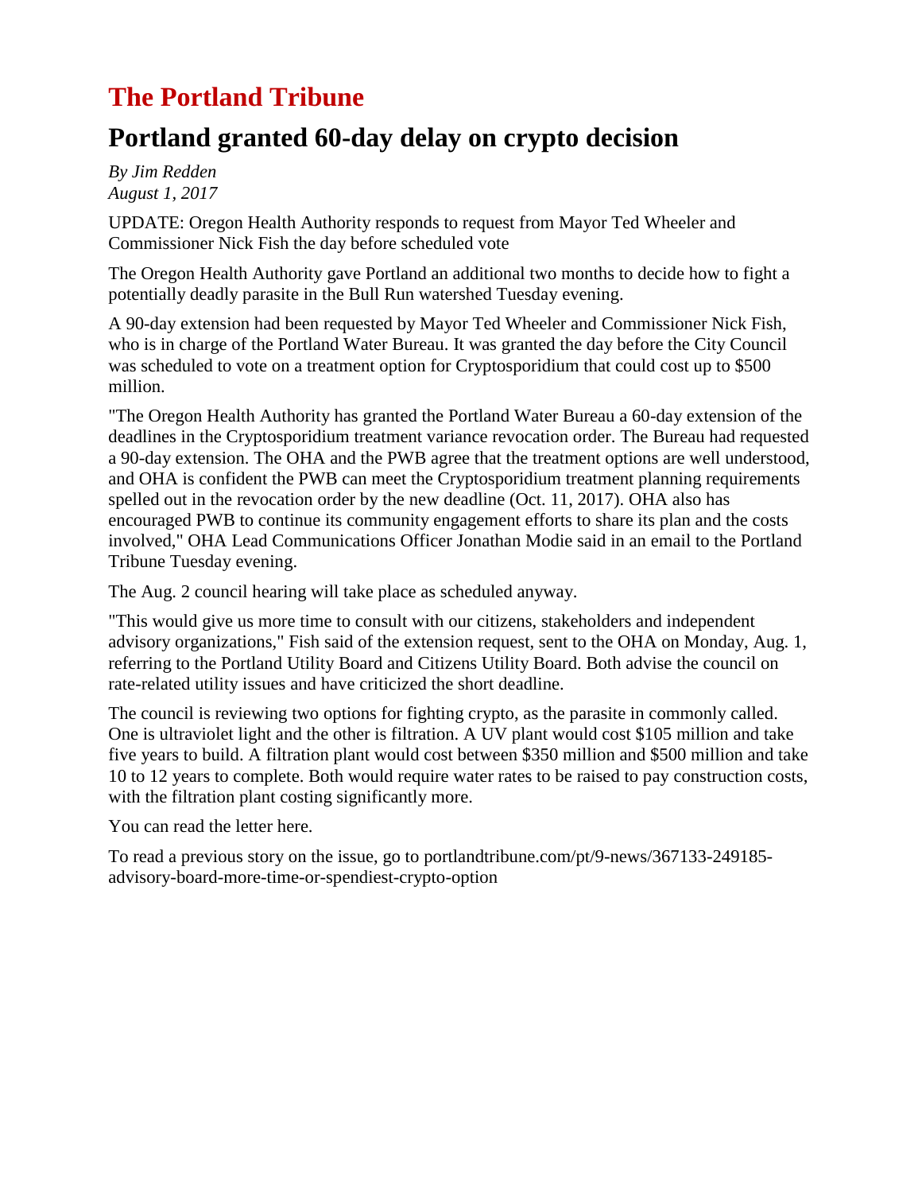# The Portland Tribune

## Portland granted 60-day delay on crypto decision

*By Jim Redden*
*August 1, 2017*

UPDATE: Oregon Health Authority responds to request from Mayor Ted Wheeler and Commissioner Nick Fish the day before scheduled vote

The Oregon Health Authority gave Portland an additional two months to decide how to fight a potentially deadly parasite in the Bull Run watershed Tuesday evening.

A 90-day extension had been requested by Mayor Ted Wheeler and Commissioner Nick Fish, who is in charge of the Portland Water Bureau. It was granted the day before the City Council was scheduled to vote on a treatment option for Cryptosporidium that could cost up to $500 million.

"The Oregon Health Authority has granted the Portland Water Bureau a 60-day extension of the deadlines in the Cryptosporidium treatment variance revocation order. The Bureau had requested a 90-day extension. The OHA and the PWB agree that the treatment options are well understood, and OHA is confident the PWB can meet the Cryptosporidium treatment planning requirements spelled out in the revocation order by the new deadline (Oct. 11, 2017). OHA also has encouraged PWB to continue its community engagement efforts to share its plan and the costs involved," OHA Lead Communications Officer Jonathan Modie said in an email to the Portland Tribune Tuesday evening.

The Aug. 2 council hearing will take place as scheduled anyway.

"This would give us more time to consult with our citizens, stakeholders and independent advisory organizations," Fish said of the extension request, sent to the OHA on Monday, Aug. 1, referring to the Portland Utility Board and Citizens Utility Board. Both advise the council on rate-related utility issues and have criticized the short deadline.

The council is reviewing two options for fighting crypto, as the parasite in commonly called. One is ultraviolet light and the other is filtration. A UV plant would cost $105 million and take five years to build. A filtration plant would cost between $350 million and $500 million and take 10 to 12 years to complete. Both would require water rates to be raised to pay construction costs, with the filtration plant costing significantly more.

You can read the letter here.

To read a previous story on the issue, go to portlandtribune.com/pt/9-news/367133-249185-advisory-board-more-time-or-spendiest-crypto-option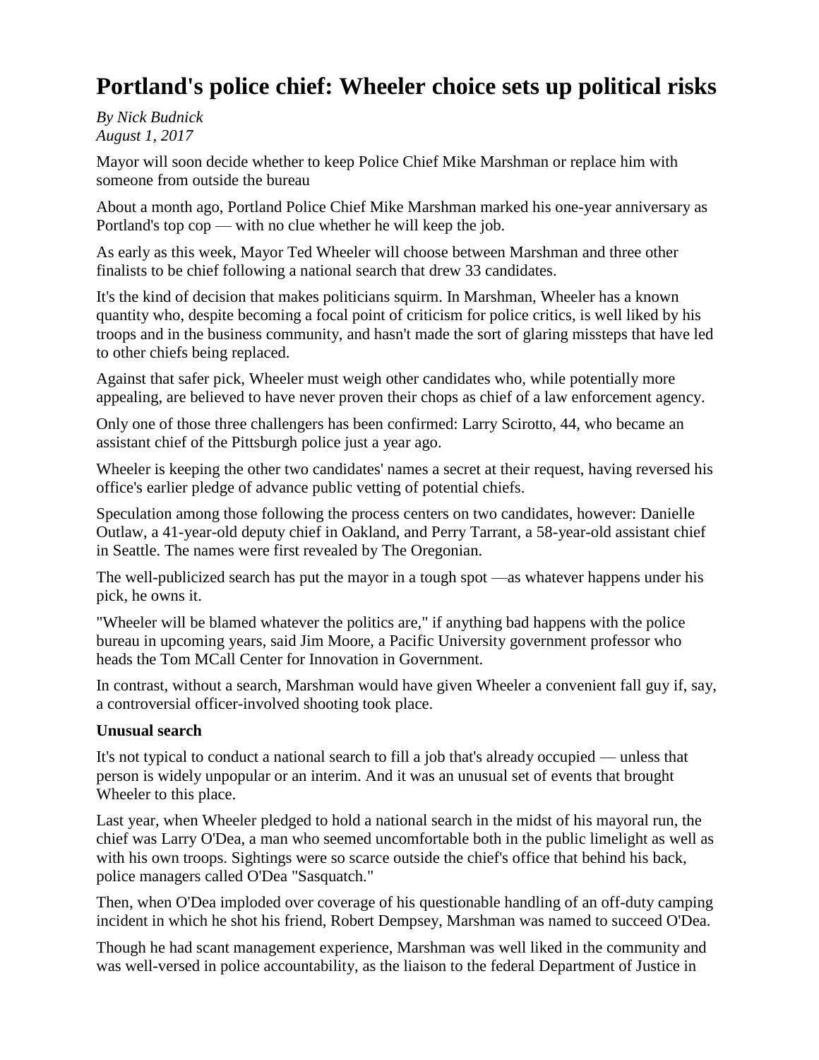# Portland's police chief: Wheeler choice sets up political risks

*By Nick Budnick*
*August 1, 2017*

Mayor will soon decide whether to keep Police Chief Mike Marshman or replace him with someone from outside the bureau

About a month ago, Portland Police Chief Mike Marshman marked his one-year anniversary as Portland's top cop — with no clue whether he will keep the job.

As early as this week, Mayor Ted Wheeler will choose between Marshman and three other finalists to be chief following a national search that drew 33 candidates.

It's the kind of decision that makes politicians squirm. In Marshman, Wheeler has a known quantity who, despite becoming a focal point of criticism for police critics, is well liked by his troops and in the business community, and hasn't made the sort of glaring missteps that have led to other chiefs being replaced.

Against that safer pick, Wheeler must weigh other candidates who, while potentially more appealing, are believed to have never proven their chops as chief of a law enforcement agency.

Only one of those three challengers has been confirmed: Larry Scirotto, 44, who became an assistant chief of the Pittsburgh police just a year ago.

Wheeler is keeping the other two candidates' names a secret at their request, having reversed his office's earlier pledge of advance public vetting of potential chiefs.

Speculation among those following the process centers on two candidates, however: Danielle Outlaw, a 41-year-old deputy chief in Oakland, and Perry Tarrant, a 58-year-old assistant chief in Seattle. The names were first revealed by The Oregonian.

The well-publicized search has put the mayor in a tough spot —as whatever happens under his pick, he owns it.

"Wheeler will be blamed whatever the politics are," if anything bad happens with the police bureau in upcoming years, said Jim Moore, a Pacific University government professor who heads the Tom MCall Center for Innovation in Government.

In contrast, without a search, Marshman would have given Wheeler a convenient fall guy if, say, a controversial officer-involved shooting took place.

**Unusual search**

It's not typical to conduct a national search to fill a job that's already occupied — unless that person is widely unpopular or an interim. And it was an unusual set of events that brought Wheeler to this place.

Last year, when Wheeler pledged to hold a national search in the midst of his mayoral run, the chief was Larry O'Dea, a man who seemed uncomfortable both in the public limelight as well as with his own troops. Sightings were so scarce outside the chief's office that behind his back, police managers called O'Dea "Sasquatch."

Then, when O'Dea imploded over coverage of his questionable handling of an off-duty camping incident in which he shot his friend, Robert Dempsey, Marshman was named to succeed O'Dea.

Though he had scant management experience, Marshman was well liked in the community and was well-versed in police accountability, as the liaison to the federal Department of Justice in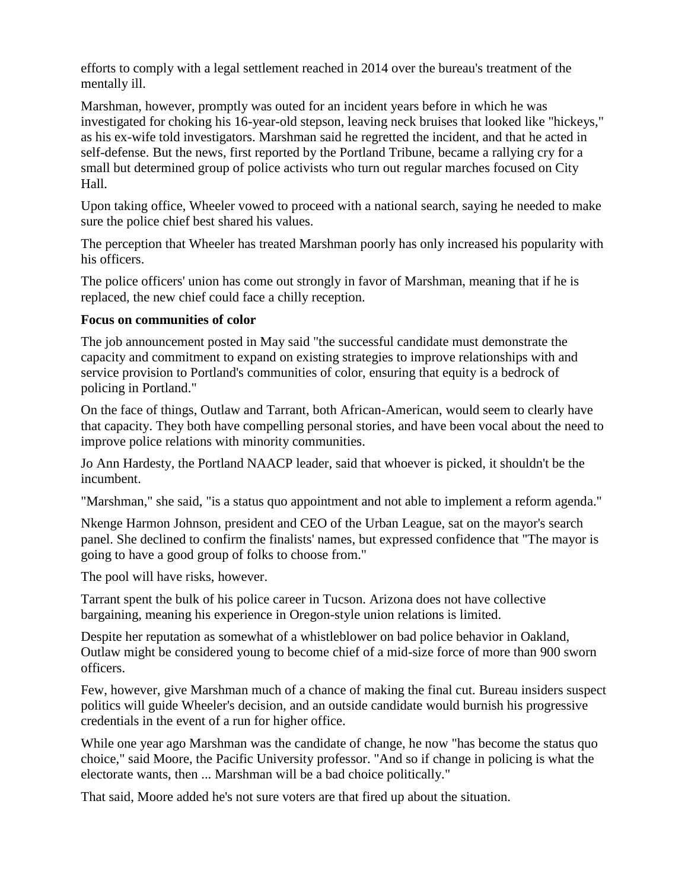efforts to comply with a legal settlement reached in 2014 over the bureau's treatment of the mentally ill.

Marshman, however, promptly was outed for an incident years before in which he was investigated for choking his 16-year-old stepson, leaving neck bruises that looked like "hickeys," as his ex-wife told investigators. Marshman said he regretted the incident, and that he acted in self-defense. But the news, first reported by the Portland Tribune, became a rallying cry for a small but determined group of police activists who turn out regular marches focused on City Hall.

Upon taking office, Wheeler vowed to proceed with a national search, saying he needed to make sure the police chief best shared his values.

The perception that Wheeler has treated Marshman poorly has only increased his popularity with his officers.

The police officers' union has come out strongly in favor of Marshman, meaning that if he is replaced, the new chief could face a chilly reception.

**Focus on communities of color**

The job announcement posted in May said "the successful candidate must demonstrate the capacity and commitment to expand on existing strategies to improve relationships with and service provision to Portland's communities of color, ensuring that equity is a bedrock of policing in Portland."

On the face of things, Outlaw and Tarrant, both African-American, would seem to clearly have that capacity. They both have compelling personal stories, and have been vocal about the need to improve police relations with minority communities.

Jo Ann Hardesty, the Portland NAACP leader, said that whoever is picked, it shouldn't be the incumbent.

"Marshman," she said, "is a status quo appointment and not able to implement a reform agenda."

Nkenge Harmon Johnson, president and CEO of the Urban League, sat on the mayor's search panel. She declined to confirm the finalists' names, but expressed confidence that "The mayor is going to have a good group of folks to choose from."

The pool will have risks, however.

Tarrant spent the bulk of his police career in Tucson. Arizona does not have collective bargaining, meaning his experience in Oregon-style union relations is limited.

Despite her reputation as somewhat of a whistleblower on bad police behavior in Oakland, Outlaw might be considered young to become chief of a mid-size force of more than 900 sworn officers.

Few, however, give Marshman much of a chance of making the final cut. Bureau insiders suspect politics will guide Wheeler's decision, and an outside candidate would burnish his progressive credentials in the event of a run for higher office.

While one year ago Marshman was the candidate of change, he now "has become the status quo choice," said Moore, the Pacific University professor. "And so if change in policing is what the electorate wants, then ... Marshman will be a bad choice politically."

That said, Moore added he's not sure voters are that fired up about the situation.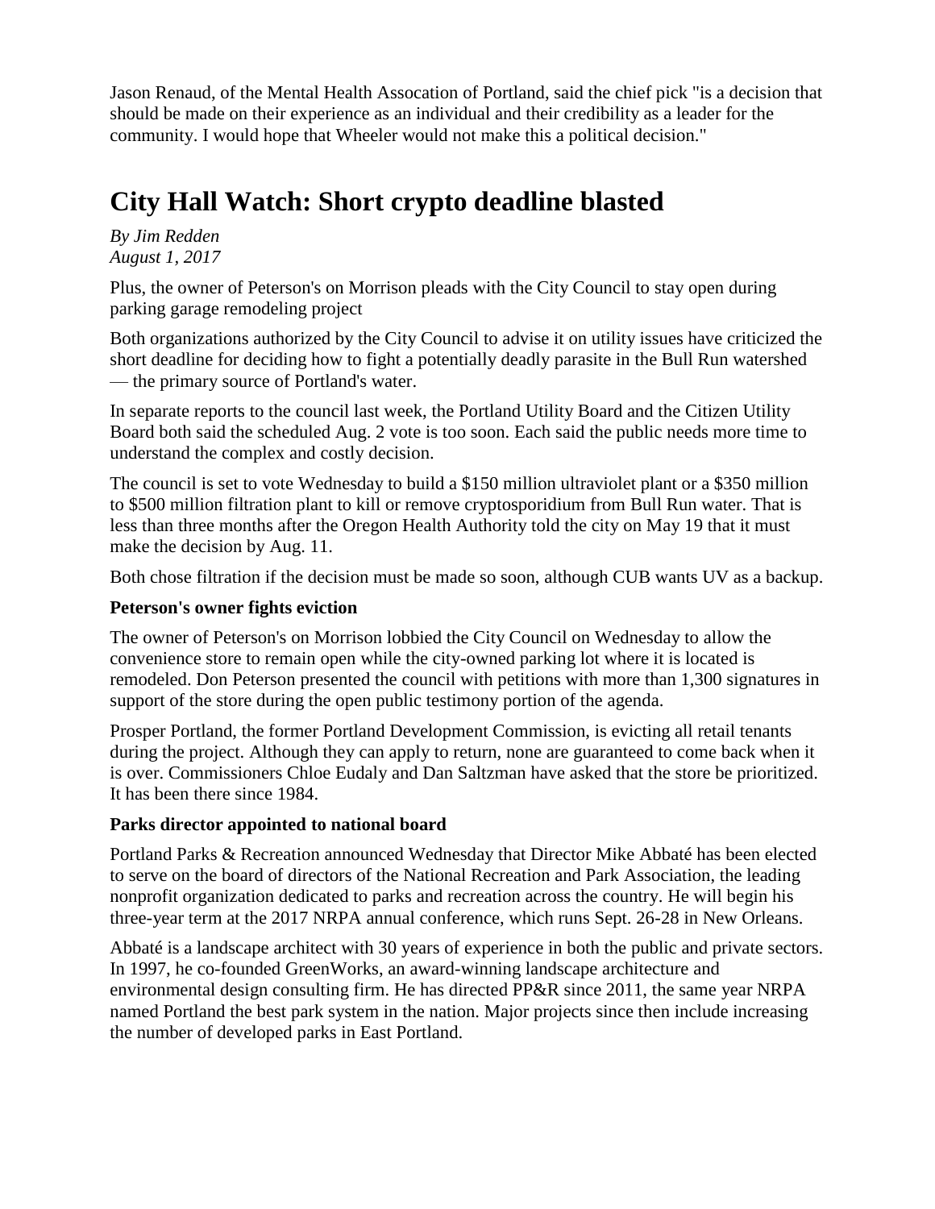Jason Renaud, of the Mental Health Assocation of Portland, said the chief pick "is a decision that should be made on their experience as an individual and their credibility as a leader for the community. I would hope that Wheeler would not make this a political decision."

# City Hall Watch: Short crypto deadline blasted

*By Jim Redden*
*August 1, 2017*

Plus, the owner of Peterson's on Morrison pleads with the City Council to stay open during parking garage remodeling project

Both organizations authorized by the City Council to advise it on utility issues have criticized the short deadline for deciding how to fight a potentially deadly parasite in the Bull Run watershed — the primary source of Portland's water.

In separate reports to the council last week, the Portland Utility Board and the Citizen Utility Board both said the scheduled Aug. 2 vote is too soon. Each said the public needs more time to understand the complex and costly decision.

The council is set to vote Wednesday to build a $150 million ultraviolet plant or a $350 million to $500 million filtration plant to kill or remove cryptosporidium from Bull Run water. That is less than three months after the Oregon Health Authority told the city on May 19 that it must make the decision by Aug. 11.

Both chose filtration if the decision must be made so soon, although CUB wants UV as a backup.

**Peterson's owner fights eviction**

The owner of Peterson's on Morrison lobbied the City Council on Wednesday to allow the convenience store to remain open while the city-owned parking lot where it is located is remodeled. Don Peterson presented the council with petitions with more than 1,300 signatures in support of the store during the open public testimony portion of the agenda.

Prosper Portland, the former Portland Development Commission, is evicting all retail tenants during the project. Although they can apply to return, none are guaranteed to come back when it is over. Commissioners Chloe Eudaly and Dan Saltzman have asked that the store be prioritized. It has been there since 1984.

**Parks director appointed to national board**

Portland Parks & Recreation announced Wednesday that Director Mike Abbaté has been elected to serve on the board of directors of the National Recreation and Park Association, the leading nonprofit organization dedicated to parks and recreation across the country. He will begin his three-year term at the 2017 NRPA annual conference, which runs Sept. 26-28 in New Orleans.

Abbaté is a landscape architect with 30 years of experience in both the public and private sectors. In 1997, he co-founded GreenWorks, an award-winning landscape architecture and environmental design consulting firm. He has directed PP&R since 2011, the same year NRPA named Portland the best park system in the nation. Major projects since then include increasing the number of developed parks in East Portland.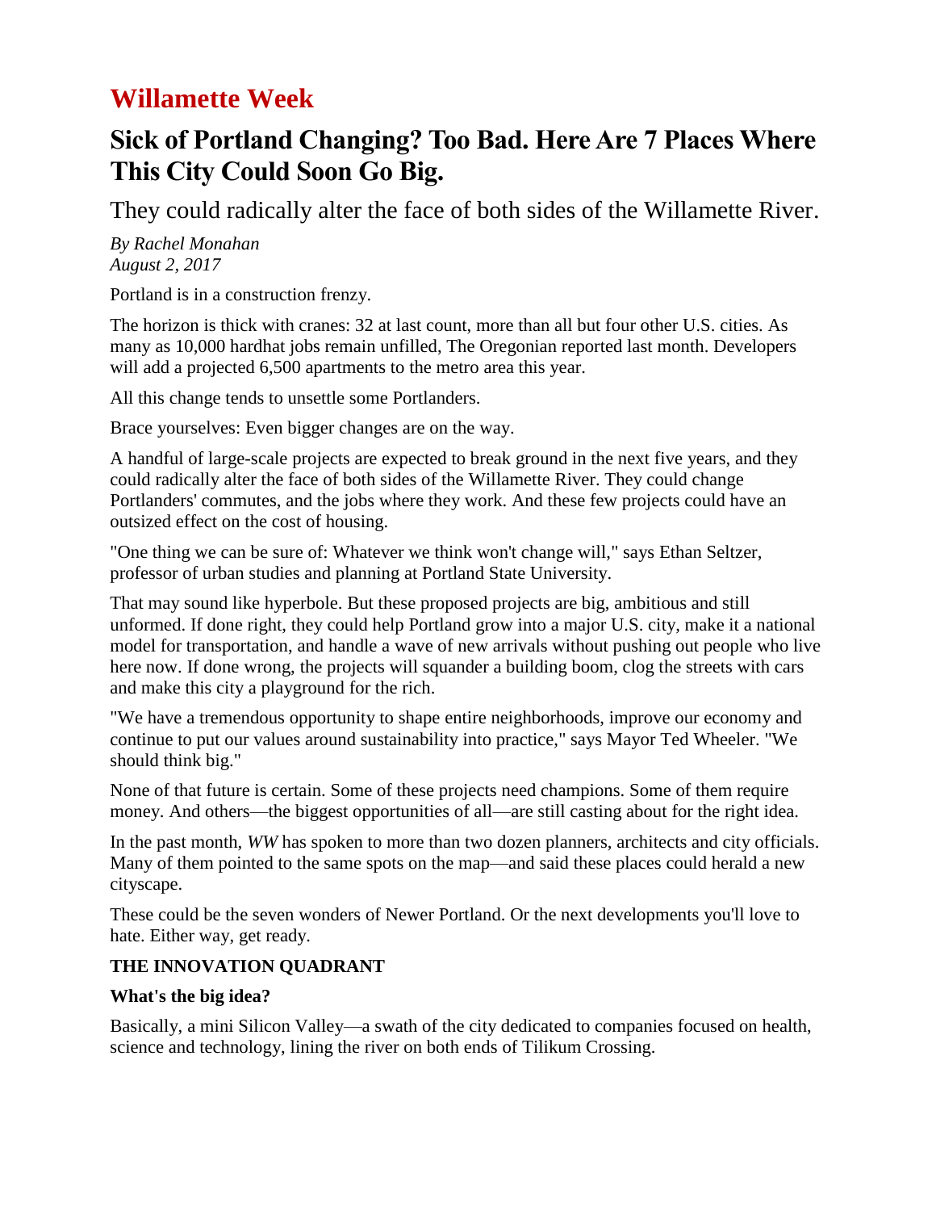# Willamette Week

## Sick of Portland Changing? Too Bad. Here Are 7 Places Where This City Could Soon Go Big.

They could radically alter the face of both sides of the Willamette River.

*By Rachel Monahan*
*August 2, 2017*

Portland is in a construction frenzy.

The horizon is thick with cranes: 32 at last count, more than all but four other U.S. cities. As many as 10,000 hardhat jobs remain unfilled, The Oregonian reported last month. Developers will add a projected 6,500 apartments to the metro area this year.

All this change tends to unsettle some Portlanders.

Brace yourselves: Even bigger changes are on the way.

A handful of large-scale projects are expected to break ground in the next five years, and they could radically alter the face of both sides of the Willamette River. They could change Portlanders' commutes, and the jobs where they work. And these few projects could have an outsized effect on the cost of housing.

"One thing we can be sure of: Whatever we think won't change will," says Ethan Seltzer, professor of urban studies and planning at Portland State University.

That may sound like hyperbole. But these proposed projects are big, ambitious and still unformed. If done right, they could help Portland grow into a major U.S. city, make it a national model for transportation, and handle a wave of new arrivals without pushing out people who live here now. If done wrong, the projects will squander a building boom, clog the streets with cars and make this city a playground for the rich.

"We have a tremendous opportunity to shape entire neighborhoods, improve our economy and continue to put our values around sustainability into practice," says Mayor Ted Wheeler. "We should think big."

None of that future is certain. Some of these projects need champions. Some of them require money. And others—the biggest opportunities of all—are still casting about for the right idea.

In the past month, *WW* has spoken to more than two dozen planners, architects and city officials. Many of them pointed to the same spots on the map—and said these places could herald a new cityscape.

These could be the seven wonders of Newer Portland. Or the next developments you'll love to hate. Either way, get ready.

**THE INNOVATION QUADRANT**

**What's the big idea?**

Basically, a mini Silicon Valley—a swath of the city dedicated to companies focused on health, science and technology, lining the river on both ends of Tilikum Crossing.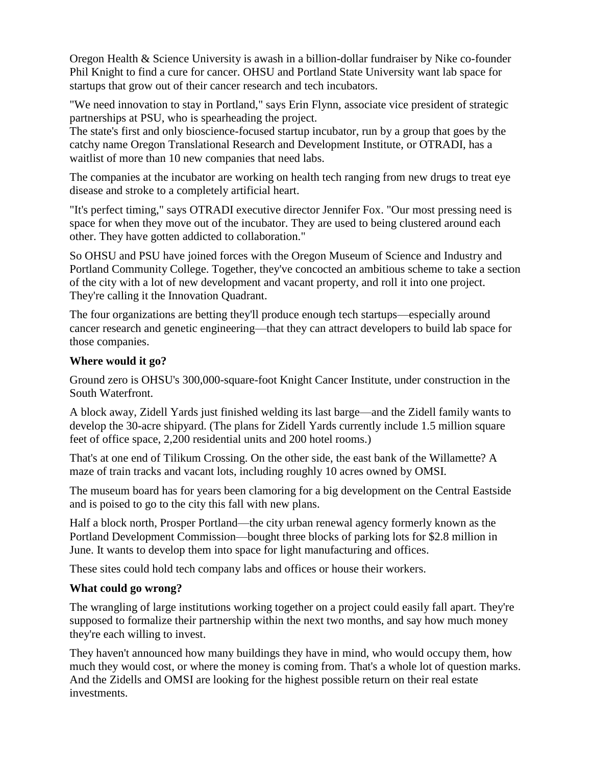Oregon Health & Science University is awash in a billion-dollar fundraiser by Nike co-founder Phil Knight to find a cure for cancer. OHSU and Portland State University want lab space for startups that grow out of their cancer research and tech incubators.

"We need innovation to stay in Portland," says Erin Flynn, associate vice president of strategic partnerships at PSU, who is spearheading the project.

The state's first and only bioscience-focused startup incubator, run by a group that goes by the catchy name Oregon Translational Research and Development Institute, or OTRADI, has a waitlist of more than 10 new companies that need labs.

The companies at the incubator are working on health tech ranging from new drugs to treat eye disease and stroke to a completely artificial heart.

"It's perfect timing," says OTRADI executive director Jennifer Fox. "Our most pressing need is space for when they move out of the incubator. They are used to being clustered around each other. They have gotten addicted to collaboration."

So OHSU and PSU have joined forces with the Oregon Museum of Science and Industry and Portland Community College. Together, they've concocted an ambitious scheme to take a section of the city with a lot of new development and vacant property, and roll it into one project. They're calling it the Innovation Quadrant.

The four organizations are betting they'll produce enough tech startups—especially around cancer research and genetic engineering—that they can attract developers to build lab space for those companies.

**Where would it go?**

Ground zero is OHSU's 300,000-square-foot Knight Cancer Institute, under construction in the South Waterfront.

A block away, Zidell Yards just finished welding its last barge—and the Zidell family wants to develop the 30-acre shipyard. (The plans for Zidell Yards currently include 1.5 million square feet of office space, 2,200 residential units and 200 hotel rooms.)

That's at one end of Tilikum Crossing. On the other side, the east bank of the Willamette? A maze of train tracks and vacant lots, including roughly 10 acres owned by OMSI.

The museum board has for years been clamoring for a big development on the Central Eastside and is poised to go to the city this fall with new plans.

Half a block north, Prosper Portland—the city urban renewal agency formerly known as the Portland Development Commission—bought three blocks of parking lots for $2.8 million in June. It wants to develop them into space for light manufacturing and offices.

These sites could hold tech company labs and offices or house their workers.

**What could go wrong?**

The wrangling of large institutions working together on a project could easily fall apart. They're supposed to formalize their partnership within the next two months, and say how much money they're each willing to invest.

They haven't announced how many buildings they have in mind, who would occupy them, how much they would cost, or where the money is coming from. That's a whole lot of question marks. And the Zidells and OMSI are looking for the highest possible return on their real estate investments.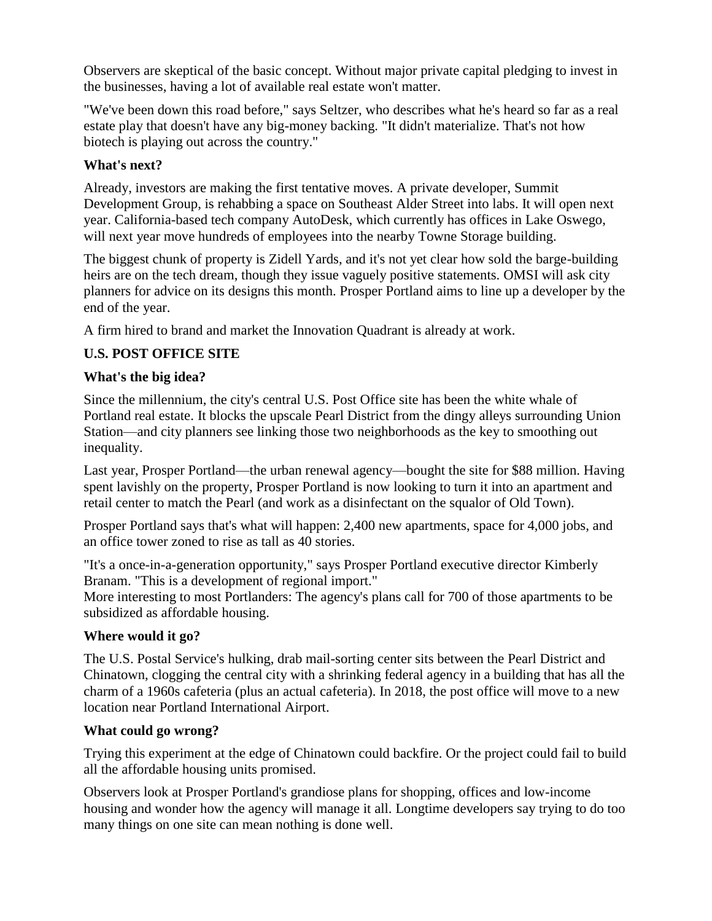Observers are skeptical of the basic concept. Without major private capital pledging to invest in the businesses, having a lot of available real estate won't matter.

"We've been down this road before," says Seltzer, who describes what he's heard so far as a real estate play that doesn't have any big-money backing. "It didn't materialize. That's not how biotech is playing out across the country."

**What's next?**

Already, investors are making the first tentative moves. A private developer, Summit Development Group, is rehabbing a space on Southeast Alder Street into labs. It will open next year. California-based tech company AutoDesk, which currently has offices in Lake Oswego, will next year move hundreds of employees into the nearby Towne Storage building.

The biggest chunk of property is Zidell Yards, and it's not yet clear how sold the barge-building heirs are on the tech dream, though they issue vaguely positive statements. OMSI will ask city planners for advice on its designs this month. Prosper Portland aims to line up a developer by the end of the year.

A firm hired to brand and market the Innovation Quadrant is already at work.

**U.S. POST OFFICE SITE**

**What's the big idea?**

Since the millennium, the city's central U.S. Post Office site has been the white whale of Portland real estate. It blocks the upscale Pearl District from the dingy alleys surrounding Union Station—and city planners see linking those two neighborhoods as the key to smoothing out inequality.

Last year, Prosper Portland—the urban renewal agency—bought the site for $88 million. Having spent lavishly on the property, Prosper Portland is now looking to turn it into an apartment and retail center to match the Pearl (and work as a disinfectant on the squalor of Old Town).

Prosper Portland says that's what will happen: 2,400 new apartments, space for 4,000 jobs, and an office tower zoned to rise as tall as 40 stories.

"It's a once-in-a-generation opportunity," says Prosper Portland executive director Kimberly Branam. "This is a development of regional import."
More interesting to most Portlanders: The agency's plans call for 700 of those apartments to be subsidized as affordable housing.

**Where would it go?**

The U.S. Postal Service's hulking, drab mail-sorting center sits between the Pearl District and Chinatown, clogging the central city with a shrinking federal agency in a building that has all the charm of a 1960s cafeteria (plus an actual cafeteria). In 2018, the post office will move to a new location near Portland International Airport.

**What could go wrong?**

Trying this experiment at the edge of Chinatown could backfire. Or the project could fail to build all the affordable housing units promised.

Observers look at Prosper Portland's grandiose plans for shopping, offices and low-income housing and wonder how the agency will manage it all. Longtime developers say trying to do too many things on one site can mean nothing is done well.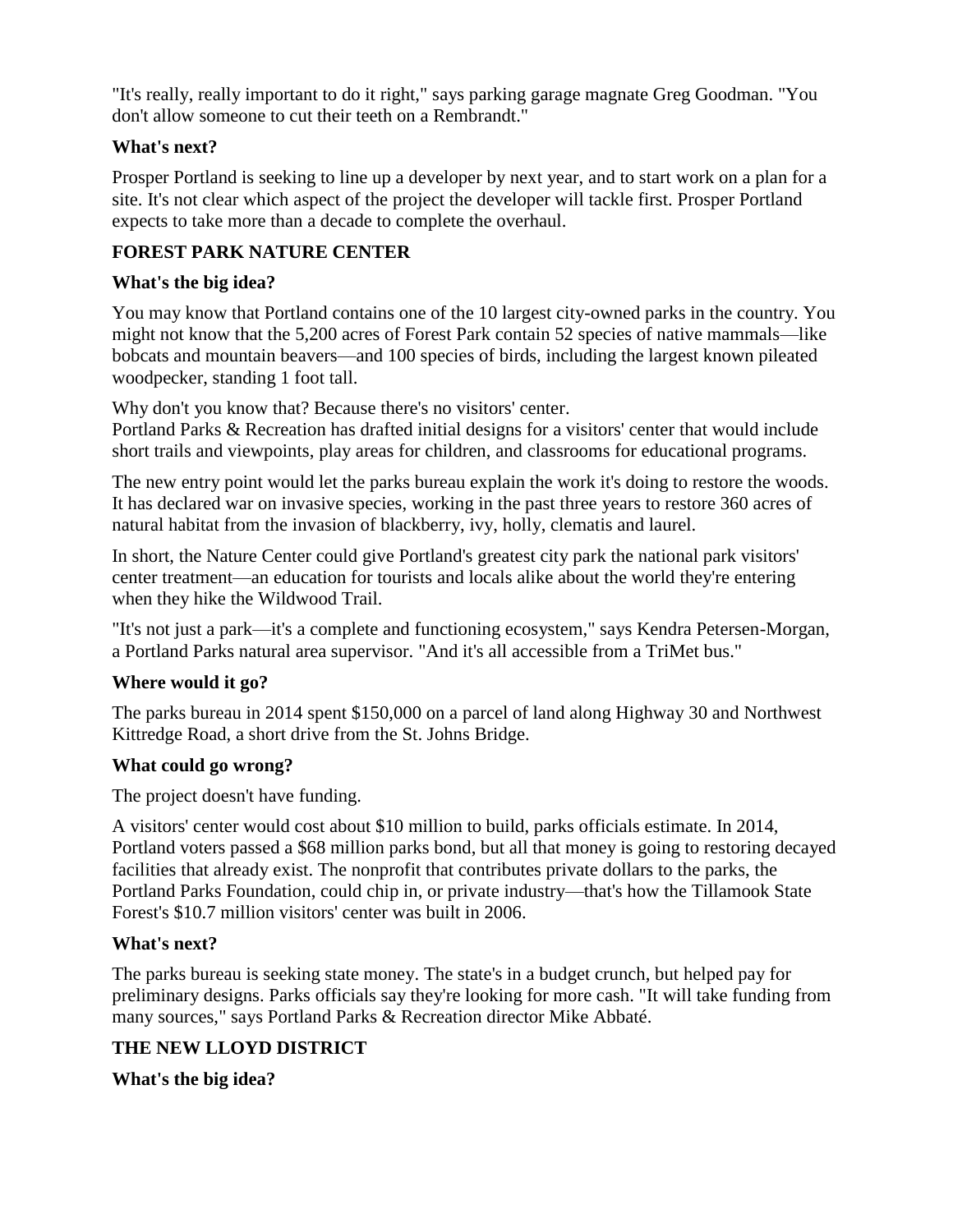"It's really, really important to do it right," says parking garage magnate Greg Goodman. "You don't allow someone to cut their teeth on a Rembrandt."

**What's next?**

Prosper Portland is seeking to line up a developer by next year, and to start work on a plan for a site. It's not clear which aspect of the project the developer will tackle first. Prosper Portland expects to take more than a decade to complete the overhaul.

**FOREST PARK NATURE CENTER**

**What's the big idea?**

You may know that Portland contains one of the 10 largest city-owned parks in the country. You might not know that the 5,200 acres of Forest Park contain 52 species of native mammals—like bobcats and mountain beavers—and 100 species of birds, including the largest known pileated woodpecker, standing 1 foot tall.

Why don't you know that? Because there's no visitors' center.
Portland Parks & Recreation has drafted initial designs for a visitors' center that would include short trails and viewpoints, play areas for children, and classrooms for educational programs.

The new entry point would let the parks bureau explain the work it's doing to restore the woods. It has declared war on invasive species, working in the past three years to restore 360 acres of natural habitat from the invasion of blackberry, ivy, holly, clematis and laurel.

In short, the Nature Center could give Portland's greatest city park the national park visitors' center treatment—an education for tourists and locals alike about the world they're entering when they hike the Wildwood Trail.

"It's not just a park—it's a complete and functioning ecosystem," says Kendra Petersen-Morgan, a Portland Parks natural area supervisor. "And it's all accessible from a TriMet bus."

**Where would it go?**

The parks bureau in 2014 spent $150,000 on a parcel of land along Highway 30 and Northwest Kittredge Road, a short drive from the St. Johns Bridge.

**What could go wrong?**

The project doesn't have funding.

A visitors' center would cost about $10 million to build, parks officials estimate. In 2014, Portland voters passed a $68 million parks bond, but all that money is going to restoring decayed facilities that already exist. The nonprofit that contributes private dollars to the parks, the Portland Parks Foundation, could chip in, or private industry—that's how the Tillamook State Forest's $10.7 million visitors' center was built in 2006.

**What's next?**

The parks bureau is seeking state money. The state's in a budget crunch, but helped pay for preliminary designs. Parks officials say they're looking for more cash. "It will take funding from many sources," says Portland Parks & Recreation director Mike Abbaté.

**THE NEW LLOYD DISTRICT**

**What's the big idea?**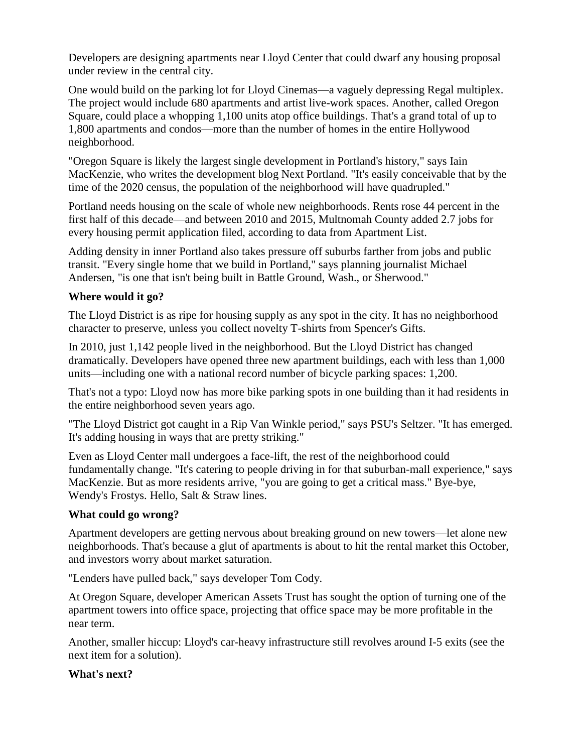Developers are designing apartments near Lloyd Center that could dwarf any housing proposal under review in the central city.

One would build on the parking lot for Lloyd Cinemas—a vaguely depressing Regal multiplex. The project would include 680 apartments and artist live-work spaces. Another, called Oregon Square, could place a whopping 1,100 units atop office buildings. That's a grand total of up to 1,800 apartments and condos—more than the number of homes in the entire Hollywood neighborhood.

"Oregon Square is likely the largest single development in Portland's history," says Iain MacKenzie, who writes the development blog Next Portland. "It's easily conceivable that by the time of the 2020 census, the population of the neighborhood will have quadrupled."

Portland needs housing on the scale of whole new neighborhoods. Rents rose 44 percent in the first half of this decade—and between 2010 and 2015, Multnomah County added 2.7 jobs for every housing permit application filed, according to data from Apartment List.

Adding density in inner Portland also takes pressure off suburbs farther from jobs and public transit. "Every single home that we build in Portland," says planning journalist Michael Andersen, "is one that isn't being built in Battle Ground, Wash., or Sherwood."

**Where would it go?**

The Lloyd District is as ripe for housing supply as any spot in the city. It has no neighborhood character to preserve, unless you collect novelty T-shirts from Spencer's Gifts.

In 2010, just 1,142 people lived in the neighborhood. But the Lloyd District has changed dramatically. Developers have opened three new apartment buildings, each with less than 1,000 units—including one with a national record number of bicycle parking spaces: 1,200.

That's not a typo: Lloyd now has more bike parking spots in one building than it had residents in the entire neighborhood seven years ago.

"The Lloyd District got caught in a Rip Van Winkle period," says PSU's Seltzer. "It has emerged. It's adding housing in ways that are pretty striking."

Even as Lloyd Center mall undergoes a face-lift, the rest of the neighborhood could fundamentally change. "It's catering to people driving in for that suburban-mall experience," says MacKenzie. But as more residents arrive, "you are going to get a critical mass." Bye-bye, Wendy's Frostys. Hello, Salt & Straw lines.

**What could go wrong?**

Apartment developers are getting nervous about breaking ground on new towers—let alone new neighborhoods. That's because a glut of apartments is about to hit the rental market this October, and investors worry about market saturation.

"Lenders have pulled back," says developer Tom Cody.

At Oregon Square, developer American Assets Trust has sought the option of turning one of the apartment towers into office space, projecting that office space may be more profitable in the near term.

Another, smaller hiccup: Lloyd's car-heavy infrastructure still revolves around I-5 exits (see the next item for a solution).

**What's next?**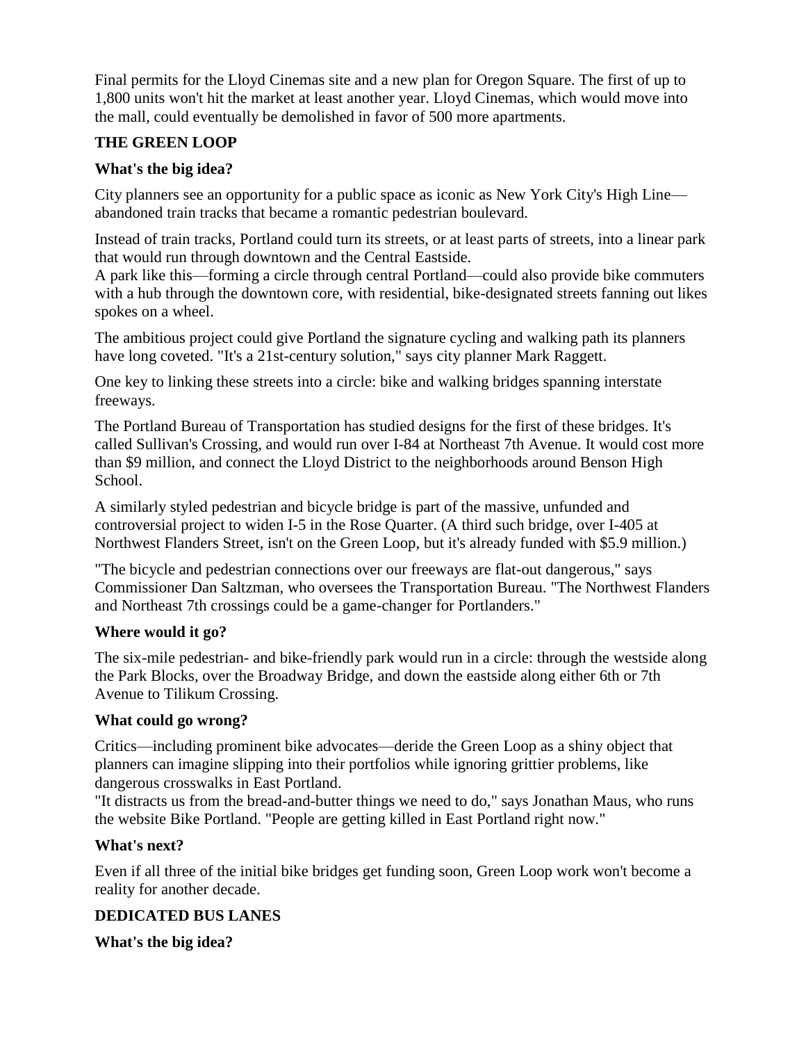Final permits for the Lloyd Cinemas site and a new plan for Oregon Square. The first of up to 1,800 units won't hit the market at least another year. Lloyd Cinemas, which would move into the mall, could eventually be demolished in favor of 500 more apartments.

**THE GREEN LOOP**

**What's the big idea?**

City planners see an opportunity for a public space as iconic as New York City's High Line—abandoned train tracks that became a romantic pedestrian boulevard.

Instead of train tracks, Portland could turn its streets, or at least parts of streets, into a linear park that would run through downtown and the Central Eastside.
A park like this—forming a circle through central Portland—could also provide bike commuters with a hub through the downtown core, with residential, bike-designated streets fanning out likes spokes on a wheel.

The ambitious project could give Portland the signature cycling and walking path its planners have long coveted. "It's a 21st-century solution," says city planner Mark Raggett.

One key to linking these streets into a circle: bike and walking bridges spanning interstate freeways.

The Portland Bureau of Transportation has studied designs for the first of these bridges. It's called Sullivan's Crossing, and would run over I-84 at Northeast 7th Avenue. It would cost more than $9 million, and connect the Lloyd District to the neighborhoods around Benson High School.

A similarly styled pedestrian and bicycle bridge is part of the massive, unfunded and controversial project to widen I-5 in the Rose Quarter. (A third such bridge, over I-405 at Northwest Flanders Street, isn't on the Green Loop, but it's already funded with $5.9 million.)

"The bicycle and pedestrian connections over our freeways are flat-out dangerous," says Commissioner Dan Saltzman, who oversees the Transportation Bureau. "The Northwest Flanders and Northeast 7th crossings could be a game-changer for Portlanders."

**Where would it go?**

The six-mile pedestrian- and bike-friendly park would run in a circle: through the westside along the Park Blocks, over the Broadway Bridge, and down the eastside along either 6th or 7th Avenue to Tilikum Crossing.

**What could go wrong?**

Critics—including prominent bike advocates—deride the Green Loop as a shiny object that planners can imagine slipping into their portfolios while ignoring grittier problems, like dangerous crosswalks in East Portland.
"It distracts us from the bread-and-butter things we need to do," says Jonathan Maus, who runs the website Bike Portland. "People are getting killed in East Portland right now."

**What's next?**

Even if all three of the initial bike bridges get funding soon, Green Loop work won't become a reality for another decade.

**DEDICATED BUS LANES**

**What's the big idea?**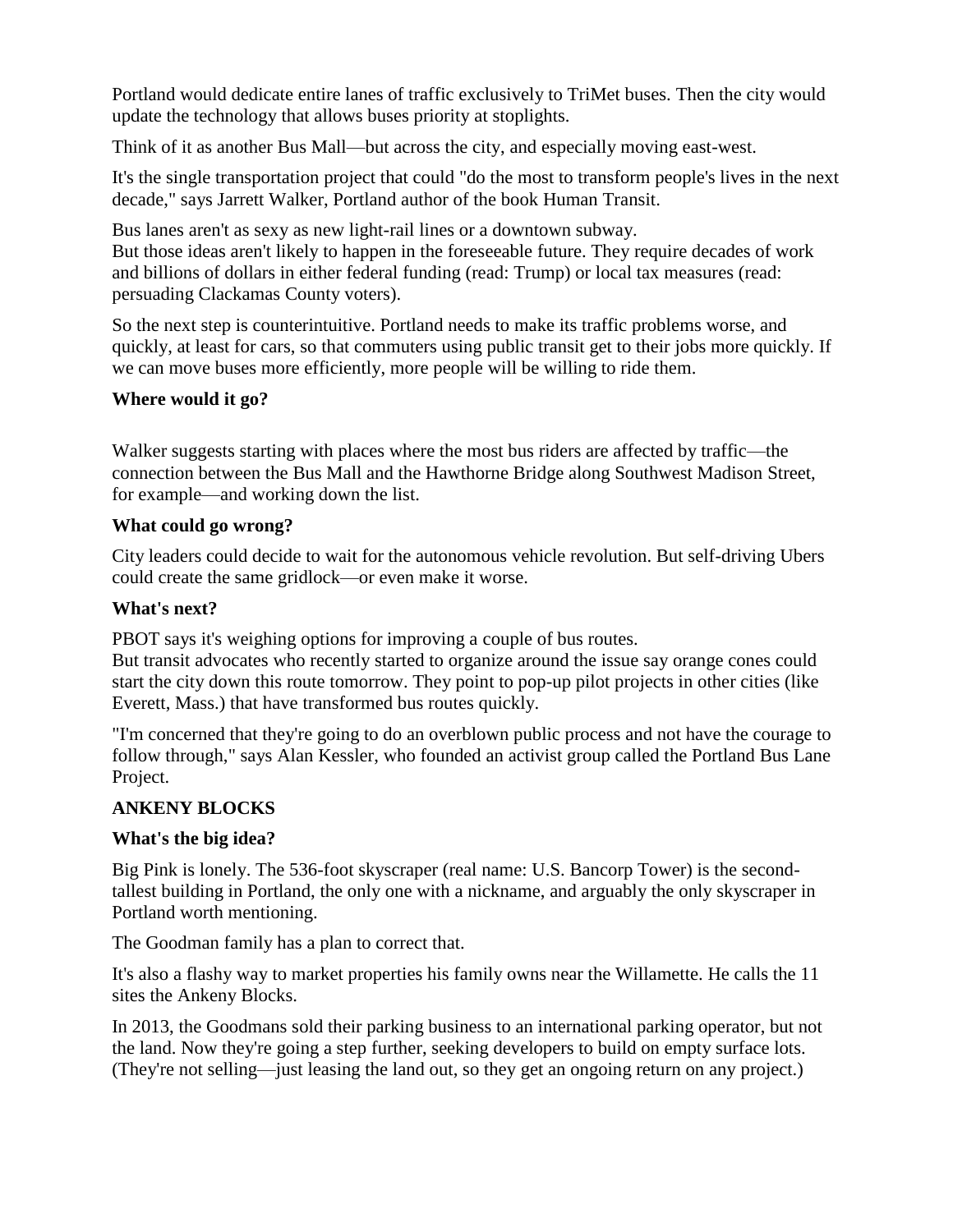Portland would dedicate entire lanes of traffic exclusively to TriMet buses. Then the city would update the technology that allows buses priority at stoplights.

Think of it as another Bus Mall—but across the city, and especially moving east-west.

It's the single transportation project that could "do the most to transform people's lives in the next decade," says Jarrett Walker, Portland author of the book Human Transit.

Bus lanes aren't as sexy as new light-rail lines or a downtown subway.
But those ideas aren't likely to happen in the foreseeable future. They require decades of work and billions of dollars in either federal funding (read: Trump) or local tax measures (read: persuading Clackamas County voters).

So the next step is counterintuitive. Portland needs to make its traffic problems worse, and quickly, at least for cars, so that commuters using public transit get to their jobs more quickly. If we can move buses more efficiently, more people will be willing to ride them.

**Where would it go?**

Walker suggests starting with places where the most bus riders are affected by traffic—the connection between the Bus Mall and the Hawthorne Bridge along Southwest Madison Street, for example—and working down the list.

**What could go wrong?**

City leaders could decide to wait for the autonomous vehicle revolution. But self-driving Ubers could create the same gridlock—or even make it worse.

**What's next?**

PBOT says it's weighing options for improving a couple of bus routes.
But transit advocates who recently started to organize around the issue say orange cones could start the city down this route tomorrow. They point to pop-up pilot projects in other cities (like Everett, Mass.) that have transformed bus routes quickly.

"I'm concerned that they're going to do an overblown public process and not have the courage to follow through," says Alan Kessler, who founded an activist group called the Portland Bus Lane Project.

**ANKENY BLOCKS**

**What's the big idea?**

Big Pink is lonely. The 536-foot skyscraper (real name: U.S. Bancorp Tower) is the second-tallest building in Portland, the only one with a nickname, and arguably the only skyscraper in Portland worth mentioning.

The Goodman family has a plan to correct that.

It's also a flashy way to market properties his family owns near the Willamette. He calls the 11 sites the Ankeny Blocks.

In 2013, the Goodmans sold their parking business to an international parking operator, but not the land. Now they're going a step further, seeking developers to build on empty surface lots. (They're not selling—just leasing the land out, so they get an ongoing return on any project.)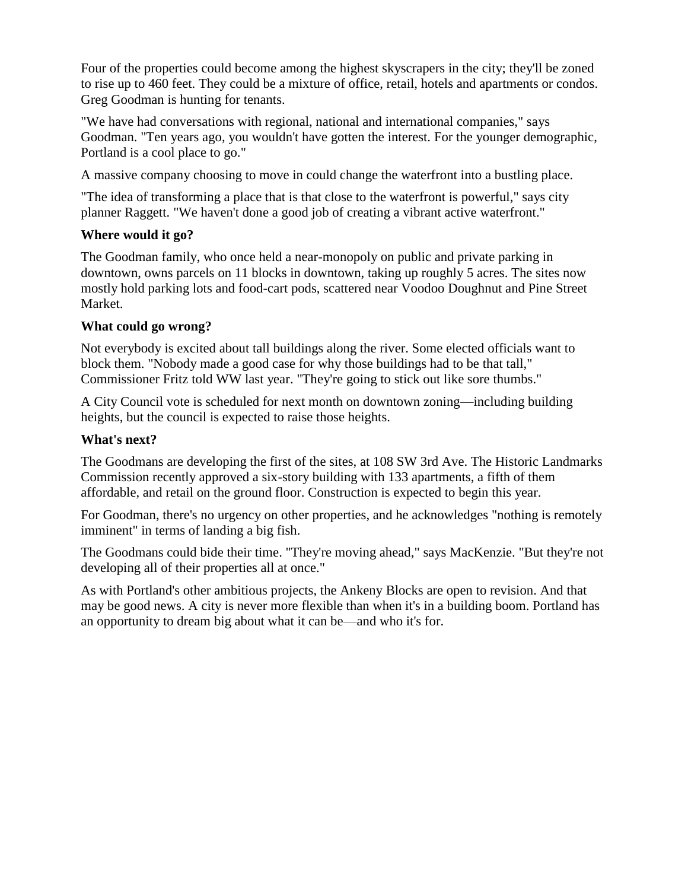Four of the properties could become among the highest skyscrapers in the city; they'll be zoned to rise up to 460 feet. They could be a mixture of office, retail, hotels and apartments or condos. Greg Goodman is hunting for tenants.

"We have had conversations with regional, national and international companies," says Goodman. "Ten years ago, you wouldn't have gotten the interest. For the younger demographic, Portland is a cool place to go."

A massive company choosing to move in could change the waterfront into a bustling place.

"The idea of transforming a place that is that close to the waterfront is powerful," says city planner Raggett. "We haven't done a good job of creating a vibrant active waterfront."

**Where would it go?**

The Goodman family, who once held a near-monopoly on public and private parking in downtown, owns parcels on 11 blocks in downtown, taking up roughly 5 acres. The sites now mostly hold parking lots and food-cart pods, scattered near Voodoo Doughnut and Pine Street Market.

**What could go wrong?**

Not everybody is excited about tall buildings along the river. Some elected officials want to block them. "Nobody made a good case for why those buildings had to be that tall," Commissioner Fritz told WW last year. "They're going to stick out like sore thumbs."

A City Council vote is scheduled for next month on downtown zoning—including building heights, but the council is expected to raise those heights.

**What's next?**

The Goodmans are developing the first of the sites, at 108 SW 3rd Ave. The Historic Landmarks Commission recently approved a six-story building with 133 apartments, a fifth of them affordable, and retail on the ground floor. Construction is expected to begin this year.

For Goodman, there's no urgency on other properties, and he acknowledges "nothing is remotely imminent" in terms of landing a big fish.

The Goodmans could bide their time. "They're moving ahead," says MacKenzie. "But they're not developing all of their properties all at once."

As with Portland's other ambitious projects, the Ankeny Blocks are open to revision. And that may be good news. A city is never more flexible than when it's in a building boom. Portland has an opportunity to dream big about what it can be—and who it's for.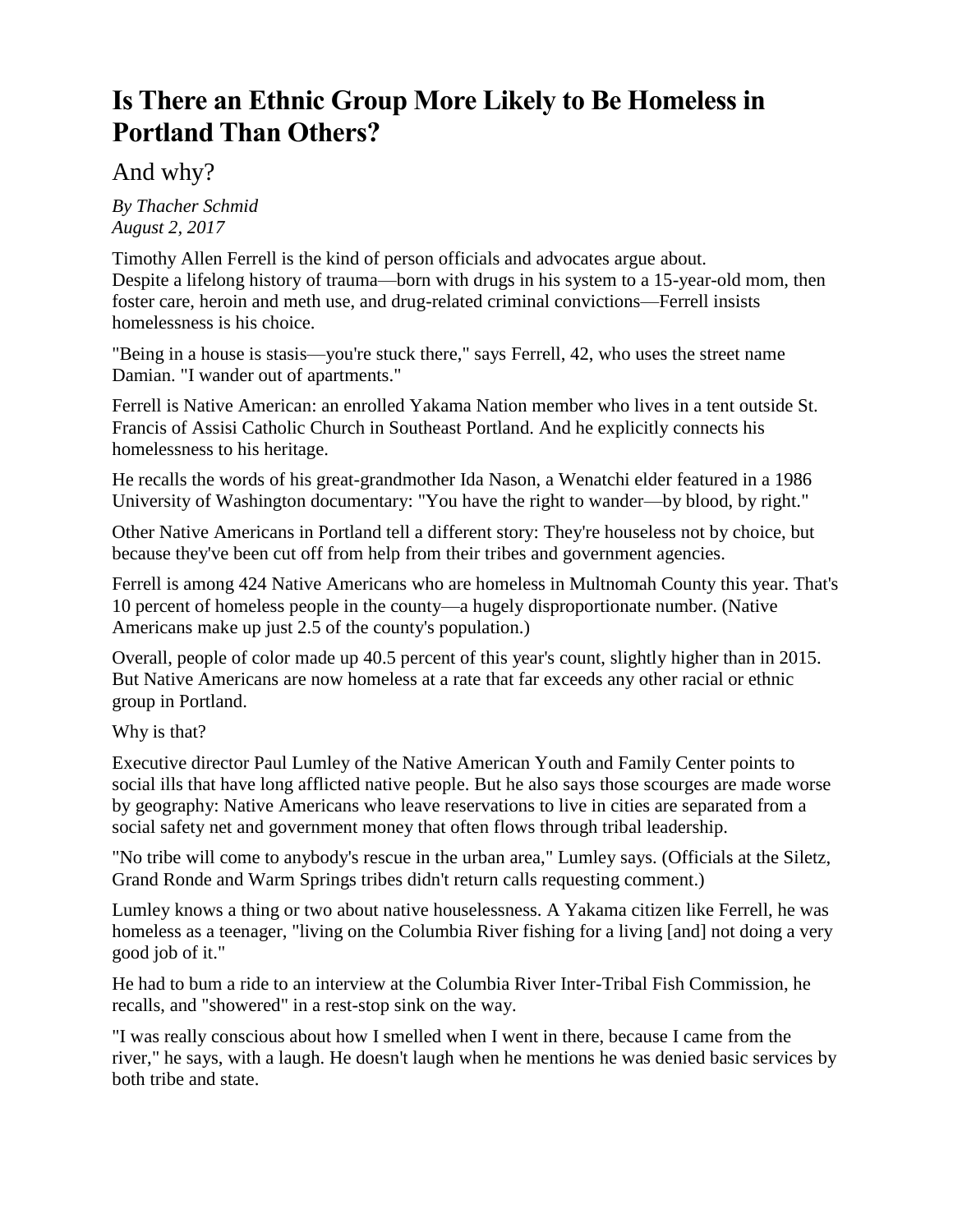# Is There an Ethnic Group More Likely to Be Homeless in Portland Than Others?

## And why?

*By Thacher Schmid*
*August 2, 2017*

Timothy Allen Ferrell is the kind of person officials and advocates argue about.
Despite a lifelong history of trauma—born with drugs in his system to a 15-year-old mom, then foster care, heroin and meth use, and drug-related criminal convictions—Ferrell insists homelessness is his choice.

"Being in a house is stasis—you're stuck there," says Ferrell, 42, who uses the street name Damian. "I wander out of apartments."

Ferrell is Native American: an enrolled Yakama Nation member who lives in a tent outside St. Francis of Assisi Catholic Church in Southeast Portland. And he explicitly connects his homelessness to his heritage.

He recalls the words of his great-grandmother Ida Nason, a Wenatchi elder featured in a 1986 University of Washington documentary: "You have the right to wander—by blood, by right."

Other Native Americans in Portland tell a different story: They're houseless not by choice, but because they've been cut off from help from their tribes and government agencies.

Ferrell is among 424 Native Americans who are homeless in Multnomah County this year. That's 10 percent of homeless people in the county—a hugely disproportionate number. (Native Americans make up just 2.5 of the county's population.)

Overall, people of color made up 40.5 percent of this year's count, slightly higher than in 2015. But Native Americans are now homeless at a rate that far exceeds any other racial or ethnic group in Portland.

Why is that?

Executive director Paul Lumley of the Native American Youth and Family Center points to social ills that have long afflicted native people. But he also says those scourges are made worse by geography: Native Americans who leave reservations to live in cities are separated from a social safety net and government money that often flows through tribal leadership.

"No tribe will come to anybody's rescue in the urban area," Lumley says. (Officials at the Siletz, Grand Ronde and Warm Springs tribes didn't return calls requesting comment.)

Lumley knows a thing or two about native houselessness. A Yakama citizen like Ferrell, he was homeless as a teenager, "living on the Columbia River fishing for a living [and] not doing a very good job of it."

He had to bum a ride to an interview at the Columbia River Inter-Tribal Fish Commission, he recalls, and "showered" in a rest-stop sink on the way.

"I was really conscious about how I smelled when I went in there, because I came from the river," he says, with a laugh. He doesn't laugh when he mentions he was denied basic services by both tribe and state.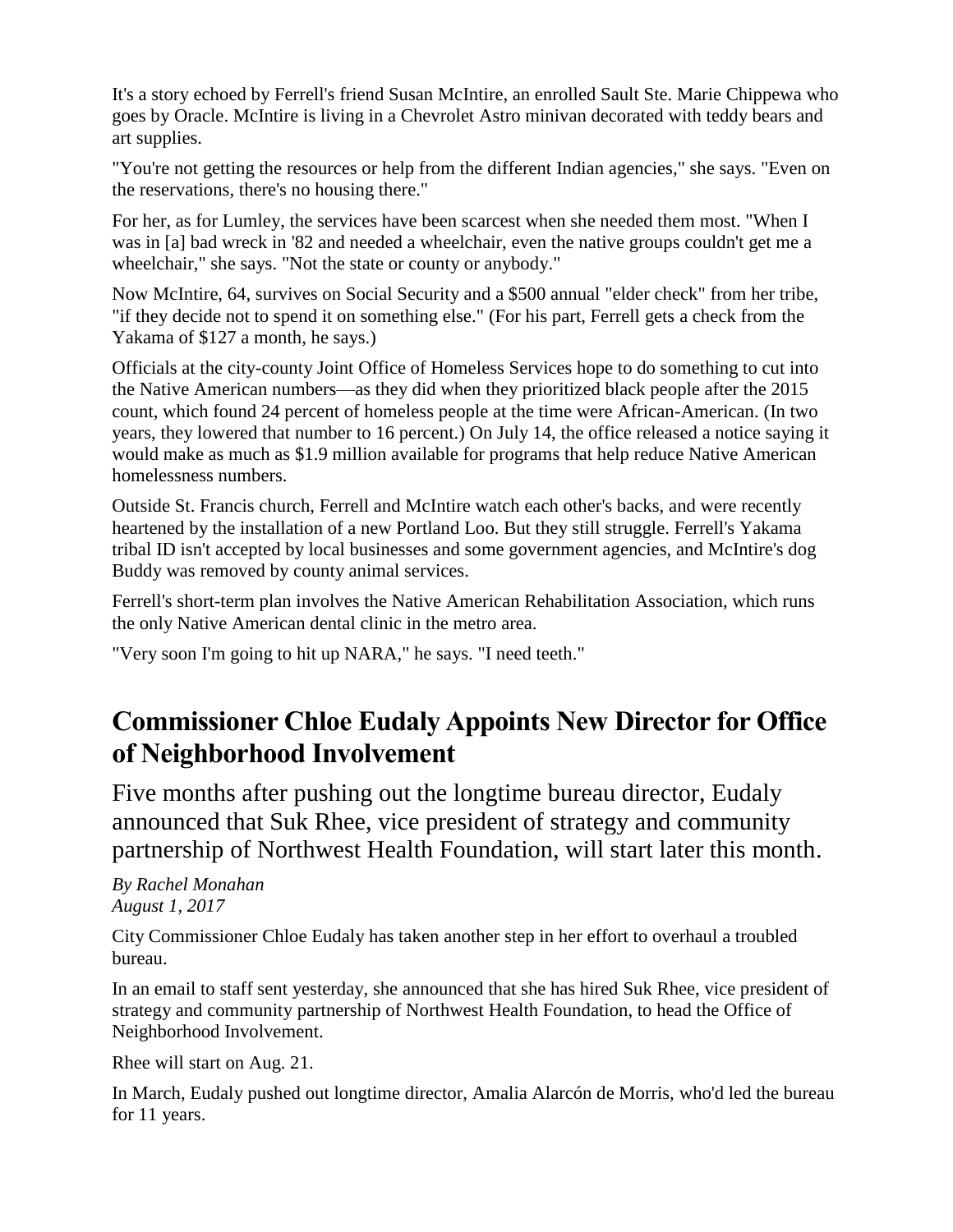It's a story echoed by Ferrell's friend Susan McIntire, an enrolled Sault Ste. Marie Chippewa who goes by Oracle. McIntire is living in a Chevrolet Astro minivan decorated with teddy bears and art supplies.

"You're not getting the resources or help from the different Indian agencies," she says. "Even on the reservations, there's no housing there."

For her, as for Lumley, the services have been scarcest when she needed them most. "When I was in [a] bad wreck in '82 and needed a wheelchair, even the native groups couldn't get me a wheelchair," she says. "Not the state or county or anybody."

Now McIntire, 64, survives on Social Security and a $500 annual "elder check" from her tribe, "if they decide not to spend it on something else." (For his part, Ferrell gets a check from the Yakama of $127 a month, he says.)

Officials at the city-county Joint Office of Homeless Services hope to do something to cut into the Native American numbers—as they did when they prioritized black people after the 2015 count, which found 24 percent of homeless people at the time were African-American. (In two years, they lowered that number to 16 percent.) On July 14, the office released a notice saying it would make as much as $1.9 million available for programs that help reduce Native American homelessness numbers.

Outside St. Francis church, Ferrell and McIntire watch each other's backs, and were recently heartened by the installation of a new Portland Loo. But they still struggle. Ferrell's Yakama tribal ID isn't accepted by local businesses and some government agencies, and McIntire's dog Buddy was removed by county animal services.

Ferrell's short-term plan involves the Native American Rehabilitation Association, which runs the only Native American dental clinic in the metro area.

"Very soon I'm going to hit up NARA," he says. "I need teeth."

## Commissioner Chloe Eudaly Appoints New Director for Office of Neighborhood Involvement

Five months after pushing out the longtime bureau director, Eudaly announced that Suk Rhee, vice president of strategy and community partnership of Northwest Health Foundation, will start later this month.

*By Rachel Monahan*
*August 1, 2017*

City Commissioner Chloe Eudaly has taken another step in her effort to overhaul a troubled bureau.

In an email to staff sent yesterday, she announced that she has hired Suk Rhee, vice president of strategy and community partnership of Northwest Health Foundation, to head the Office of Neighborhood Involvement.

Rhee will start on Aug. 21.

In March, Eudaly pushed out longtime director, Amalia Alarcón de Morris, who'd led the bureau for 11 years.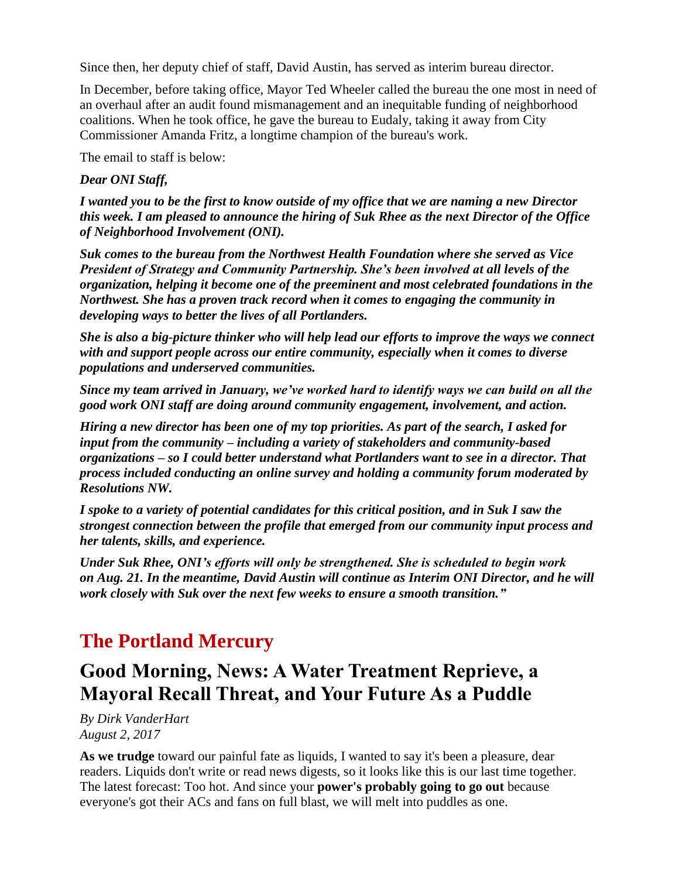Since then, her deputy chief of staff, David Austin, has served as interim bureau director.

In December, before taking office, Mayor Ted Wheeler called the bureau the one most in need of an overhaul after an audit found mismanagement and an inequitable funding of neighborhood coalitions. When he took office, he gave the bureau to Eudaly, taking it away from City Commissioner Amanda Fritz, a longtime champion of the bureau's work.

The email to staff is below:

***Dear ONI Staff,***

***I wanted you to be the first to know outside of my office that we are naming a new Director this week. I am pleased to announce the hiring of Suk Rhee as the next Director of the Office of Neighborhood Involvement (ONI).***

***Suk comes to the bureau from the Northwest Health Foundation where she served as Vice President of Strategy and Community Partnership. She's been involved at all levels of the organization, helping it become one of the preeminent and most celebrated foundations in the Northwest. She has a proven track record when it comes to engaging the community in developing ways to better the lives of all Portlanders.***

***She is also a big-picture thinker who will help lead our efforts to improve the ways we connect with and support people across our entire community, especially when it comes to diverse populations and underserved communities.***

***Since my team arrived in January, we've worked hard to identify ways we can build on all the good work ONI staff are doing around community engagement, involvement, and action.***

***Hiring a new director has been one of my top priorities. As part of the search, I asked for input from the community – including a variety of stakeholders and community-based organizations – so I could better understand what Portlanders want to see in a director. That process included conducting an online survey and holding a community forum moderated by Resolutions NW.***

***I spoke to a variety of potential candidates for this critical position, and in Suk I saw the strongest connection between the profile that emerged from our community input process and her talents, skills, and experience.***

***Under Suk Rhee, ONI's efforts will only be strengthened. She is scheduled to begin work on Aug. 21. In the meantime, David Austin will continue as Interim ONI Director, and he will work closely with Suk over the next few weeks to ensure a smooth transition."***

## The Portland Mercury

## Good Morning, News: A Water Treatment Reprieve, a Mayoral Recall Threat, and Your Future As a Puddle

*By Dirk VanderHart*
*August 2, 2017*

**As we trudge** toward our painful fate as liquids, I wanted to say it's been a pleasure, dear readers. Liquids don't write or read news digests, so it looks like this is our last time together. The latest forecast: Too hot. And since your **power's probably going to go out** because everyone's got their ACs and fans on full blast, we will melt into puddles as one.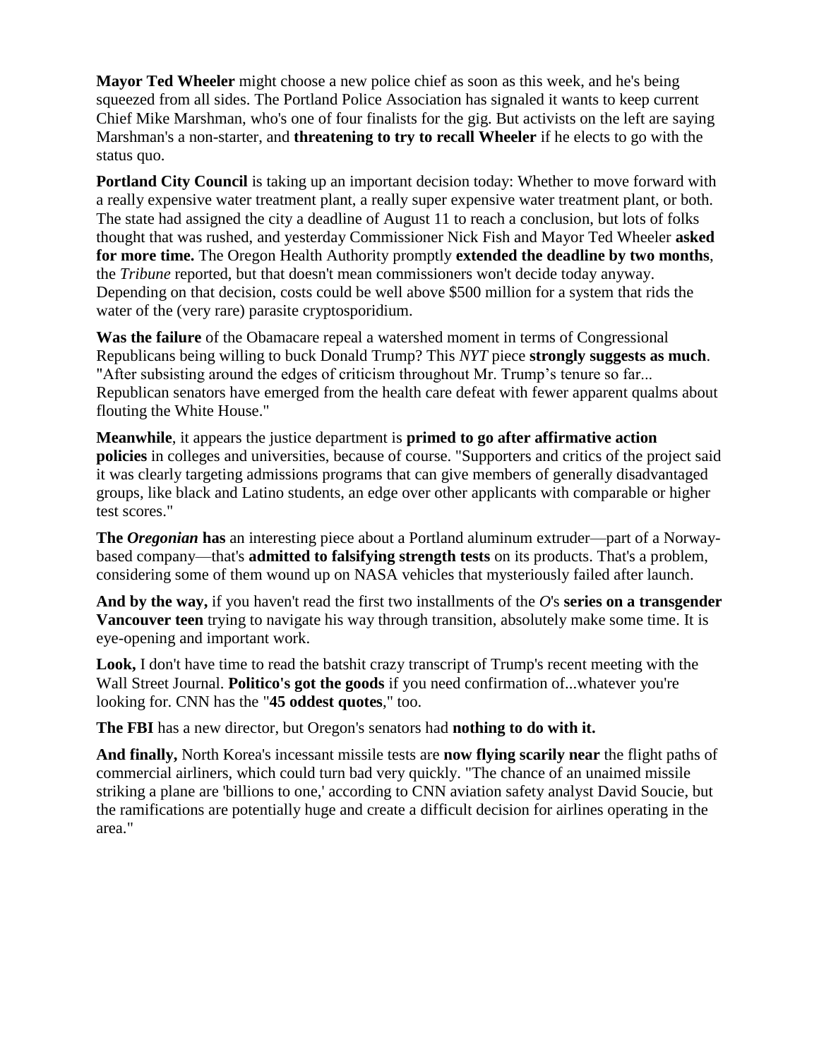**Mayor Ted Wheeler** might choose a new police chief as soon as this week, and he's being squeezed from all sides. The Portland Police Association has signaled it wants to keep current Chief Mike Marshman, who's one of four finalists for the gig. But activists on the left are saying Marshman's a non-starter, and **threatening to try to recall Wheeler** if he elects to go with the status quo.

**Portland City Council** is taking up an important decision today: Whether to move forward with a really expensive water treatment plant, a really super expensive water treatment plant, or both. The state had assigned the city a deadline of August 11 to reach a conclusion, but lots of folks thought that was rushed, and yesterday Commissioner Nick Fish and Mayor Ted Wheeler **asked for more time.** The Oregon Health Authority promptly **extended the deadline by two months**, the *Tribune* reported, but that doesn't mean commissioners won't decide today anyway. Depending on that decision, costs could be well above $500 million for a system that rids the water of the (very rare) parasite cryptosporidium.

**Was the failure** of the Obamacare repeal a watershed moment in terms of Congressional Republicans being willing to buck Donald Trump? This *NYT* piece **strongly suggests as much**. "After subsisting around the edges of criticism throughout Mr. Trump's tenure so far... Republican senators have emerged from the health care defeat with fewer apparent qualms about flouting the White House."

**Meanwhile**, it appears the justice department is **primed to go after affirmative action policies** in colleges and universities, because of course. "Supporters and critics of the project said it was clearly targeting admissions programs that can give members of generally disadvantaged groups, like black and Latino students, an edge over other applicants with comparable or higher test scores."

**The *Oregonian* has** an interesting piece about a Portland aluminum extruder—part of a Norway-based company—that's **admitted to falsifying strength tests** on its products. That's a problem, considering some of them wound up on NASA vehicles that mysteriously failed after launch.

**And by the way,** if you haven't read the first two installments of the *O*'s **series on a transgender Vancouver teen** trying to navigate his way through transition, absolutely make some time. It is eye-opening and important work.

**Look,** I don't have time to read the batshit crazy transcript of Trump's recent meeting with the Wall Street Journal. **Politico's got the goods** if you need confirmation of...whatever you're looking for. CNN has the "**45 oddest quotes**," too.

**The FBI** has a new director, but Oregon's senators had **nothing to do with it.**

**And finally,** North Korea's incessant missile tests are **now flying scarily near** the flight paths of commercial airliners, which could turn bad very quickly. "The chance of an unaimed missile striking a plane are 'billions to one,' according to CNN aviation safety analyst David Soucie, but the ramifications are potentially huge and create a difficult decision for airlines operating in the area."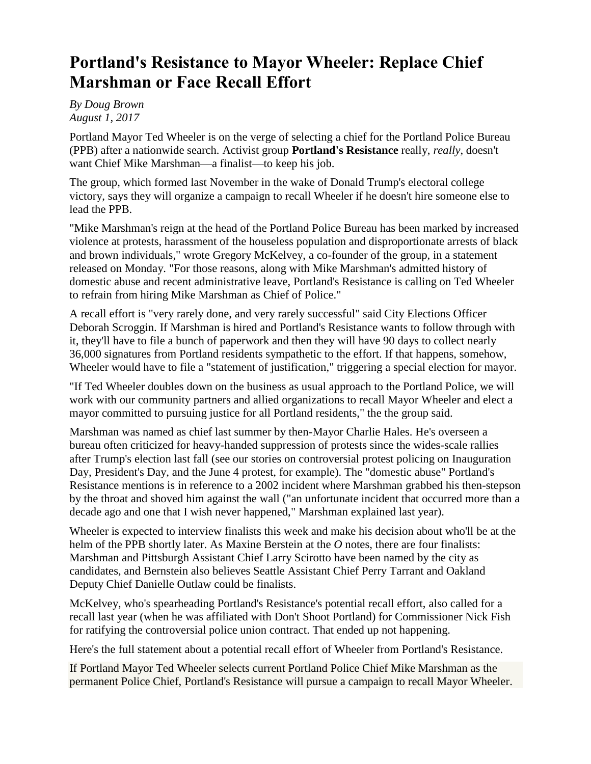# Portland's Resistance to Mayor Wheeler: Replace Chief Marshman or Face Recall Effort

*By Doug Brown*
*August 1, 2017*

Portland Mayor Ted Wheeler is on the verge of selecting a chief for the Portland Police Bureau (PPB) after a nationwide search. Activist group **Portland's Resistance** really, *really*, doesn't want Chief Mike Marshman—a finalist—to keep his job.

The group, which formed last November in the wake of Donald Trump's electoral college victory, says they will organize a campaign to recall Wheeler if he doesn't hire someone else to lead the PPB.

"Mike Marshman's reign at the head of the Portland Police Bureau has been marked by increased violence at protests, harassment of the houseless population and disproportionate arrests of black and brown individuals," wrote Gregory McKelvey, a co-founder of the group, in a statement released on Monday. "For those reasons, along with Mike Marshman's admitted history of domestic abuse and recent administrative leave, Portland's Resistance is calling on Ted Wheeler to refrain from hiring Mike Marshman as Chief of Police."

A recall effort is "very rarely done, and very rarely successful" said City Elections Officer Deborah Scroggin. If Marshman is hired and Portland's Resistance wants to follow through with it, they'll have to file a bunch of paperwork and then they will have 90 days to collect nearly 36,000 signatures from Portland residents sympathetic to the effort. If that happens, somehow, Wheeler would have to file a "statement of justification," triggering a special election for mayor.

"If Ted Wheeler doubles down on the business as usual approach to the Portland Police, we will work with our community partners and allied organizations to recall Mayor Wheeler and elect a mayor committed to pursuing justice for all Portland residents," the the group said.

Marshman was named as chief last summer by then-Mayor Charlie Hales. He's overseen a bureau often criticized for heavy-handed suppression of protests since the wides-scale rallies after Trump's election last fall (see our stories on controversial protest policing on Inauguration Day, President's Day, and the June 4 protest, for example). The "domestic abuse" Portland's Resistance mentions is in reference to a 2002 incident where Marshman grabbed his then-stepson by the throat and shoved him against the wall ("an unfortunate incident that occurred more than a decade ago and one that I wish never happened," Marshman explained last year).

Wheeler is expected to interview finalists this week and make his decision about who'll be at the helm of the PPB shortly later. As Maxine Berstein at the *O* notes, there are four finalists: Marshman and Pittsburgh Assistant Chief Larry Scirotto have been named by the city as candidates, and Bernstein also believes Seattle Assistant Chief Perry Tarrant and Oakland Deputy Chief Danielle Outlaw could be finalists.

McKelvey, who's spearheading Portland's Resistance's potential recall effort, also called for a recall last year (when he was affiliated with Don't Shoot Portland) for Commissioner Nick Fish for ratifying the controversial police union contract. That ended up not happening.

Here's the full statement about a potential recall effort of Wheeler from Portland's Resistance.

If Portland Mayor Ted Wheeler selects current Portland Police Chief Mike Marshman as the permanent Police Chief, Portland's Resistance will pursue a campaign to recall Mayor Wheeler.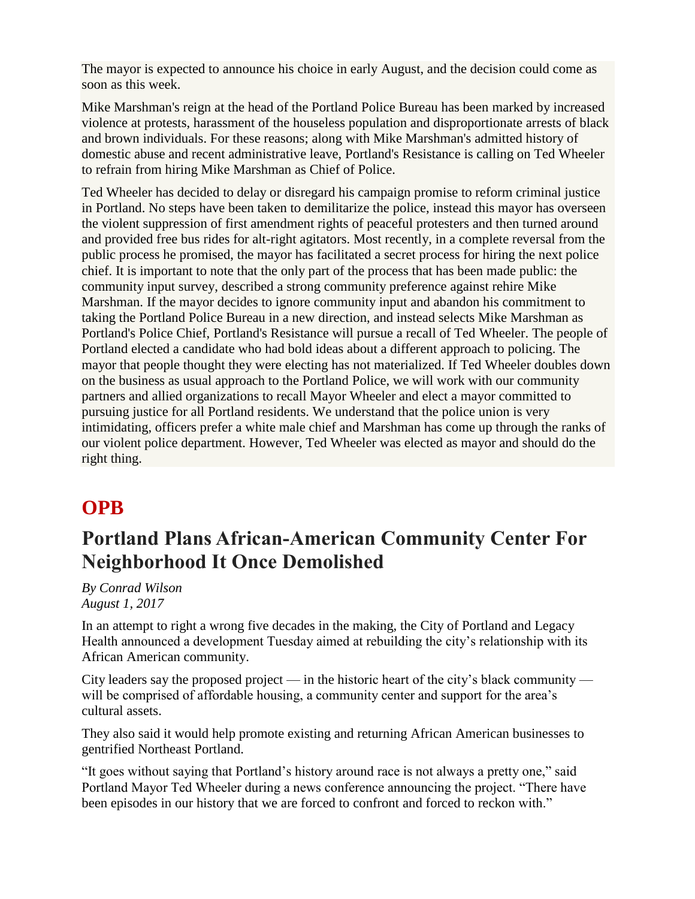The mayor is expected to announce his choice in early August, and the decision could come as soon as this week.

Mike Marshman's reign at the head of the Portland Police Bureau has been marked by increased violence at protests, harassment of the houseless population and disproportionate arrests of black and brown individuals. For these reasons; along with Mike Marshman's admitted history of domestic abuse and recent administrative leave, Portland's Resistance is calling on Ted Wheeler to refrain from hiring Mike Marshman as Chief of Police.

Ted Wheeler has decided to delay or disregard his campaign promise to reform criminal justice in Portland. No steps have been taken to demilitarize the police, instead this mayor has overseen the violent suppression of first amendment rights of peaceful protesters and then turned around and provided free bus rides for alt-right agitators. Most recently, in a complete reversal from the public process he promised, the mayor has facilitated a secret process for hiring the next police chief. It is important to note that the only part of the process that has been made public: the community input survey, described a strong community preference against rehire Mike Marshman. If the mayor decides to ignore community input and abandon his commitment to taking the Portland Police Bureau in a new direction, and instead selects Mike Marshman as Portland's Police Chief, Portland's Resistance will pursue a recall of Ted Wheeler. The people of Portland elected a candidate who had bold ideas about a different approach to policing. The mayor that people thought they were electing has not materialized. If Ted Wheeler doubles down on the business as usual approach to the Portland Police, we will work with our community partners and allied organizations to recall Mayor Wheeler and elect a mayor committed to pursuing justice for all Portland residents. We understand that the police union is very intimidating, officers prefer a white male chief and Marshman has come up through the ranks of our violent police department. However, Ted Wheeler was elected as mayor and should do the right thing.

# OPB

## Portland Plans African-American Community Center For Neighborhood It Once Demolished

*By Conrad Wilson*
*August 1, 2017*

In an attempt to right a wrong five decades in the making, the City of Portland and Legacy Health announced a development Tuesday aimed at rebuilding the city's relationship with its African American community.

City leaders say the proposed project — in the historic heart of the city's black community — will be comprised of affordable housing, a community center and support for the area's cultural assets.

They also said it would help promote existing and returning African American businesses to gentrified Northeast Portland.

"It goes without saying that Portland's history around race is not always a pretty one," said Portland Mayor Ted Wheeler during a news conference announcing the project. "There have been episodes in our history that we are forced to confront and forced to reckon with."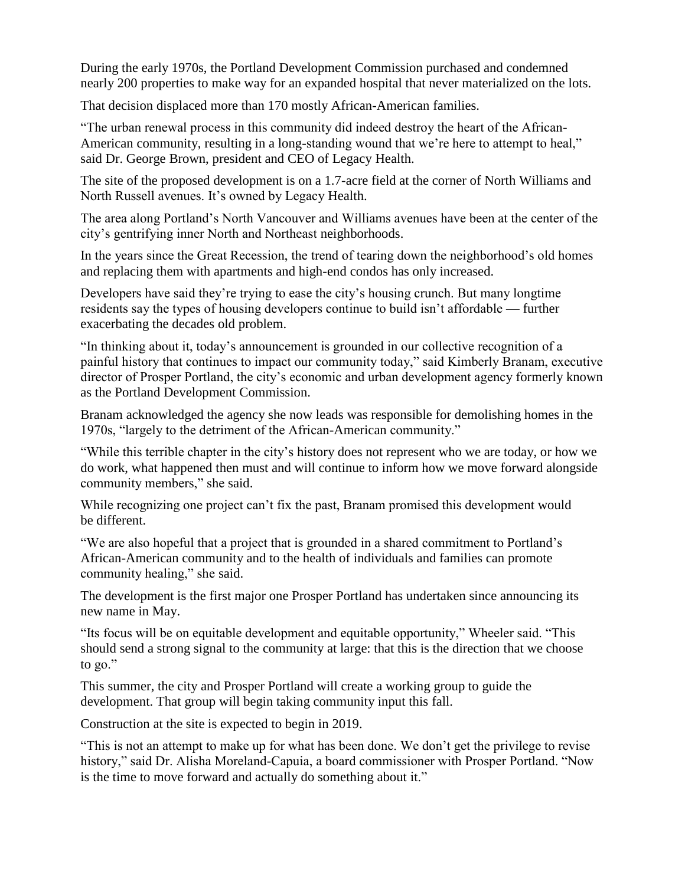During the early 1970s, the Portland Development Commission purchased and condemned nearly 200 properties to make way for an expanded hospital that never materialized on the lots.

That decision displaced more than 170 mostly African-American families.

"The urban renewal process in this community did indeed destroy the heart of the African-American community, resulting in a long-standing wound that we're here to attempt to heal," said Dr. George Brown, president and CEO of Legacy Health.

The site of the proposed development is on a 1.7-acre field at the corner of North Williams and North Russell avenues. It's owned by Legacy Health.

The area along Portland's North Vancouver and Williams avenues have been at the center of the city's gentrifying inner North and Northeast neighborhoods.

In the years since the Great Recession, the trend of tearing down the neighborhood's old homes and replacing them with apartments and high-end condos has only increased.

Developers have said they're trying to ease the city's housing crunch. But many longtime residents say the types of housing developers continue to build isn't affordable — further exacerbating the decades old problem.

"In thinking about it, today's announcement is grounded in our collective recognition of a painful history that continues to impact our community today," said Kimberly Branam, executive director of Prosper Portland, the city's economic and urban development agency formerly known as the Portland Development Commission.

Branam acknowledged the agency she now leads was responsible for demolishing homes in the 1970s, "largely to the detriment of the African-American community."

"While this terrible chapter in the city's history does not represent who we are today, or how we do work, what happened then must and will continue to inform how we move forward alongside community members," she said.

While recognizing one project can't fix the past, Branam promised this development would be different.

"We are also hopeful that a project that is grounded in a shared commitment to Portland's African-American community and to the health of individuals and families can promote community healing," she said.

The development is the first major one Prosper Portland has undertaken since announcing its new name in May.

"Its focus will be on equitable development and equitable opportunity," Wheeler said. "This should send a strong signal to the community at large: that this is the direction that we choose to go."

This summer, the city and Prosper Portland will create a working group to guide the development. That group will begin taking community input this fall.

Construction at the site is expected to begin in 2019.

"This is not an attempt to make up for what has been done. We don't get the privilege to revise history," said Dr. Alisha Moreland-Capuia, a board commissioner with Prosper Portland. "Now is the time to move forward and actually do something about it."